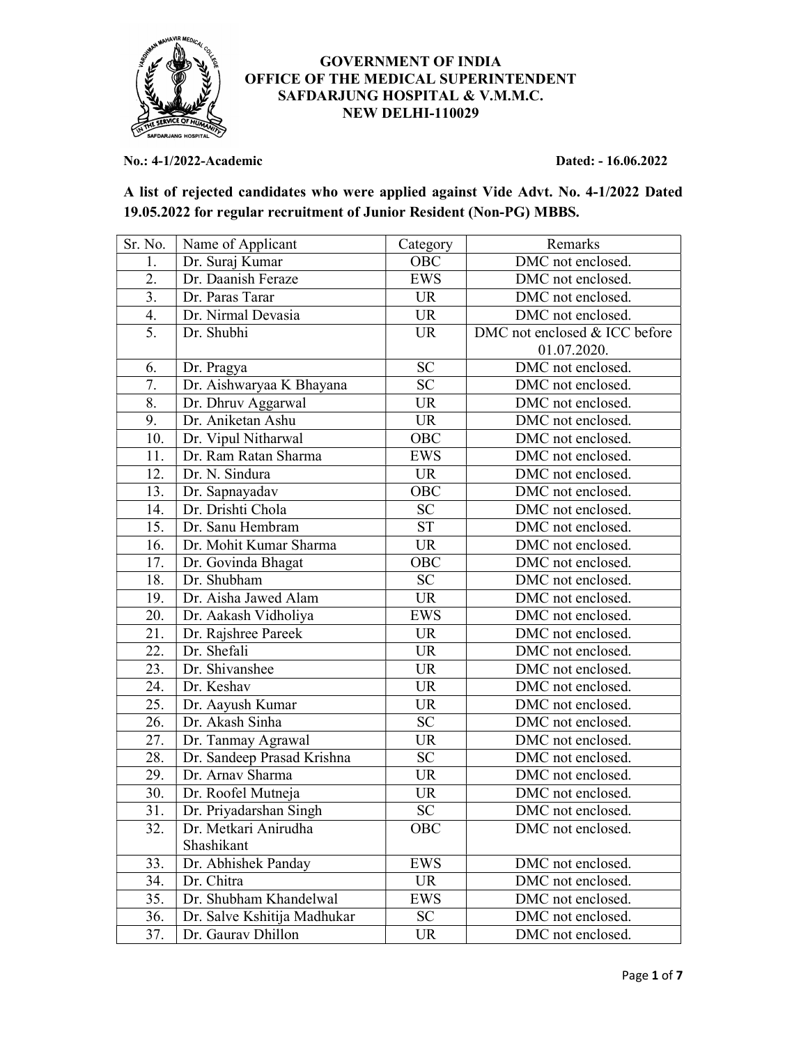**GOVERNMENT OF INDIA**
**OFFICE OF THE MEDICAL SUPERINTENDENT**
**SAFDARJUNG HOSPITAL & V.M.M.C.**
**NEW DELHI-110029**

**No.: 4-1/2022-Academic** **Dated: - 16.06.2022**

**A list of rejected candidates who were applied against Vide Advt. No. 4-1/2022 Dated 19.05.2022 for regular recruitment of Junior Resident (Non-PG) MBBS.**

| Sr. No. | Name of Applicant | Category | Remarks |
|---|---|---|---|
| 1. | Dr. Suraj Kumar | OBC | DMC not enclosed. |
| 2. | Dr. Daanish Feraze | EWS | DMC not enclosed. |
| 3. | Dr. Paras Tarar | UR | DMC not enclosed. |
| 4. | Dr. Nirmal Devasia | UR | DMC not enclosed. |
| 5. | Dr. Shubhi | UR | DMC not enclosed & ICC before 01.07.2020. |
| 6. | Dr. Pragya | SC | DMC not enclosed. |
| 7. | Dr. Aishwaryaa K Bhayana | SC | DMC not enclosed. |
| 8. | Dr. Dhruv Aggarwal | UR | DMC not enclosed. |
| 9. | Dr. Aniketan Ashu | UR | DMC not enclosed. |
| 10. | Dr. Vipul Nitharwal | OBC | DMC not enclosed. |
| 11. | Dr. Ram Ratan Sharma | EWS | DMC not enclosed. |
| 12. | Dr. N. Sindura | UR | DMC not enclosed. |
| 13. | Dr. Sapnayadav | OBC | DMC not enclosed. |
| 14. | Dr. Drishti Chola | SC | DMC not enclosed. |
| 15. | Dr. Sanu Hembram | ST | DMC not enclosed. |
| 16. | Dr. Mohit Kumar Sharma | UR | DMC not enclosed. |
| 17. | Dr. Govinda Bhagat | OBC | DMC not enclosed. |
| 18. | Dr. Shubham | SC | DMC not enclosed. |
| 19. | Dr. Aisha Jawed Alam | UR | DMC not enclosed. |
| 20. | Dr. Aakash Vidholiya | EWS | DMC not enclosed. |
| 21. | Dr. Rajshree Pareek | UR | DMC not enclosed. |
| 22. | Dr. Shefali | UR | DMC not enclosed. |
| 23. | Dr. Shivanshee | UR | DMC not enclosed. |
| 24. | Dr. Keshav | UR | DMC not enclosed. |
| 25. | Dr. Aayush Kumar | UR | DMC not enclosed. |
| 26. | Dr. Akash Sinha | SC | DMC not enclosed. |
| 27. | Dr. Tanmay Agrawal | UR | DMC not enclosed. |
| 28. | Dr. Sandeep Prasad Krishna | SC | DMC not enclosed. |
| 29. | Dr. Arnav Sharma | UR | DMC not enclosed. |
| 30. | Dr. Roofel Mutneja | UR | DMC not enclosed. |
| 31. | Dr. Priyadarshan Singh | SC | DMC not enclosed. |
| 32. | Dr. Metkari Anirudha Shashikant | OBC | DMC not enclosed. |
| 33. | Dr. Abhishek Panday | EWS | DMC not enclosed. |
| 34. | Dr. Chitra | UR | DMC not enclosed. |
| 35. | Dr. Shubham Khandelwal | EWS | DMC not enclosed. |
| 36. | Dr. Salve Kshitija Madhukar | SC | DMC not enclosed. |
| 37. | Dr. Gaurav Dhillon | UR | DMC not enclosed. |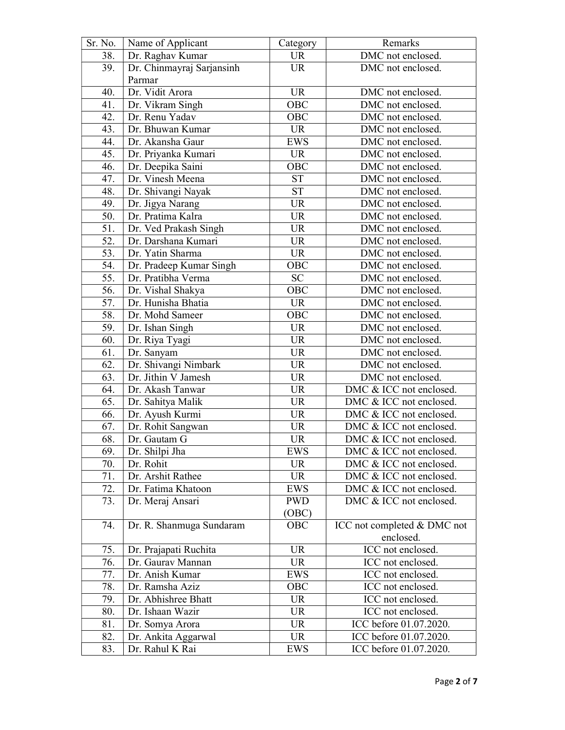| Sr. No. | Name of Applicant | Category | Remarks |
|---|---|---|---|
| 38. | Dr. Raghav Kumar | UR | DMC not enclosed. |
| 39. | Dr. Chinmayraj Sarjansinh Parmar | UR | DMC not enclosed. |
| 40. | Dr. Vidit Arora | UR | DMC not enclosed. |
| 41. | Dr. Vikram Singh | OBC | DMC not enclosed. |
| 42. | Dr. Renu Yadav | OBC | DMC not enclosed. |
| 43. | Dr. Bhuwan Kumar | UR | DMC not enclosed. |
| 44. | Dr. Akansha Gaur | EWS | DMC not enclosed. |
| 45. | Dr. Priyanka Kumari | UR | DMC not enclosed. |
| 46. | Dr. Deepika Saini | OBC | DMC not enclosed. |
| 47. | Dr. Vinesh Meena | ST | DMC not enclosed. |
| 48. | Dr. Shivangi Nayak | ST | DMC not enclosed. |
| 49. | Dr. Jigya Narang | UR | DMC not enclosed. |
| 50. | Dr. Pratima Kalra | UR | DMC not enclosed. |
| 51. | Dr. Ved Prakash Singh | UR | DMC not enclosed. |
| 52. | Dr. Darshana Kumari | UR | DMC not enclosed. |
| 53. | Dr. Yatin Sharma | UR | DMC not enclosed. |
| 54. | Dr. Pradeep Kumar Singh | OBC | DMC not enclosed. |
| 55. | Dr. Pratibha Verma | SC | DMC not enclosed. |
| 56. | Dr. Vishal Shakya | OBC | DMC not enclosed. |
| 57. | Dr. Hunisha Bhatia | UR | DMC not enclosed. |
| 58. | Dr. Mohd Sameer | OBC | DMC not enclosed. |
| 59. | Dr. Ishan Singh | UR | DMC not enclosed. |
| 60. | Dr. Riya Tyagi | UR | DMC not enclosed. |
| 61. | Dr. Sanyam | UR | DMC not enclosed. |
| 62. | Dr. Shivangi Nimbark | UR | DMC not enclosed. |
| 63. | Dr. Jithin V Jamesh | UR | DMC not enclosed. |
| 64. | Dr. Akash Tanwar | UR | DMC & ICC not enclosed. |
| 65. | Dr. Sahitya Malik | UR | DMC & ICC not enclosed. |
| 66. | Dr. Ayush Kurmi | UR | DMC & ICC not enclosed. |
| 67. | Dr. Rohit Sangwan | UR | DMC & ICC not enclosed. |
| 68. | Dr. Gautam G | UR | DMC & ICC not enclosed. |
| 69. | Dr. Shilpi Jha | EWS | DMC & ICC not enclosed. |
| 70. | Dr. Rohit | UR | DMC & ICC not enclosed. |
| 71. | Dr. Arshit Rathee | UR | DMC & ICC not enclosed. |
| 72. | Dr. Fatima Khatoon | EWS | DMC & ICC not enclosed. |
| 73. | Dr. Meraj Ansari | PWD (OBC) | DMC & ICC not enclosed. |
| 74. | Dr. R. Shanmuga Sundaram | OBC | ICC not completed & DMC not enclosed. |
| 75. | Dr. Prajapati Ruchita | UR | ICC not enclosed. |
| 76. | Dr. Gaurav Mannan | UR | ICC not enclosed. |
| 77. | Dr. Anish Kumar | EWS | ICC not enclosed. |
| 78. | Dr. Ramsha Aziz | OBC | ICC not enclosed. |
| 79. | Dr. Abhishree Bhatt | UR | ICC not enclosed. |
| 80. | Dr. Ishaan Wazir | UR | ICC not enclosed. |
| 81. | Dr. Somya Arora | UR | ICC before 01.07.2020. |
| 82. | Dr. Ankita Aggarwal | UR | ICC before 01.07.2020. |
| 83. | Dr. Rahul K Rai | EWS | ICC before 01.07.2020. |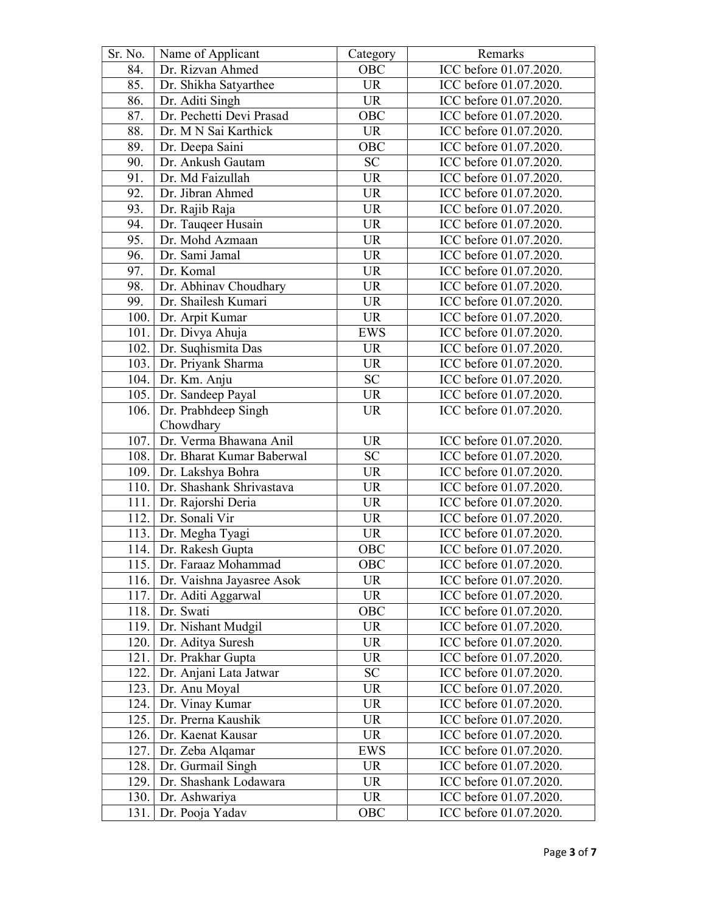| Sr. No. | Name of Applicant | Category | Remarks |
|---|---|---|---|
| 84. | Dr. Rizvan Ahmed | OBC | ICC before 01.07.2020. |
| 85. | Dr. Shikha Satyarthee | UR | ICC before 01.07.2020. |
| 86. | Dr. Aditi Singh | UR | ICC before 01.07.2020. |
| 87. | Dr. Pechetti Devi Prasad | OBC | ICC before 01.07.2020. |
| 88. | Dr. M N Sai Karthick | UR | ICC before 01.07.2020. |
| 89. | Dr. Deepa Saini | OBC | ICC before 01.07.2020. |
| 90. | Dr. Ankush Gautam | SC | ICC before 01.07.2020. |
| 91. | Dr. Md Faizullah | UR | ICC before 01.07.2020. |
| 92. | Dr. Jibran Ahmed | UR | ICC before 01.07.2020. |
| 93. | Dr. Rajib Raja | UR | ICC before 01.07.2020. |
| 94. | Dr. Tauqeer Husain | UR | ICC before 01.07.2020. |
| 95. | Dr. Mohd Azmaan | UR | ICC before 01.07.2020. |
| 96. | Dr. Sami Jamal | UR | ICC before 01.07.2020. |
| 97. | Dr. Komal | UR | ICC before 01.07.2020. |
| 98. | Dr. Abhinav Choudhary | UR | ICC before 01.07.2020. |
| 99. | Dr. Shailesh Kumari | UR | ICC before 01.07.2020. |
| 100. | Dr. Arpit Kumar | UR | ICC before 01.07.2020. |
| 101. | Dr. Divya Ahuja | EWS | ICC before 01.07.2020. |
| 102. | Dr. Suqhismita Das | UR | ICC before 01.07.2020. |
| 103. | Dr. Priyank Sharma | UR | ICC before 01.07.2020. |
| 104. | Dr. Km. Anju | SC | ICC before 01.07.2020. |
| 105. | Dr. Sandeep Payal | UR | ICC before 01.07.2020. |
| 106. | Dr. Prabhdeep Singh Chowdhary | UR | ICC before 01.07.2020. |
| 107. | Dr. Verma Bhawana Anil | UR | ICC before 01.07.2020. |
| 108. | Dr. Bharat Kumar Baberwal | SC | ICC before 01.07.2020. |
| 109. | Dr. Lakshya Bohra | UR | ICC before 01.07.2020. |
| 110. | Dr. Shashank Shrivastava | UR | ICC before 01.07.2020. |
| 111. | Dr. Rajorshi Deria | UR | ICC before 01.07.2020. |
| 112. | Dr. Sonali Vir | UR | ICC before 01.07.2020. |
| 113. | Dr. Megha Tyagi | UR | ICC before 01.07.2020. |
| 114. | Dr. Rakesh Gupta | OBC | ICC before 01.07.2020. |
| 115. | Dr. Faraaz Mohammad | OBC | ICC before 01.07.2020. |
| 116. | Dr. Vaishna Jayasree Asok | UR | ICC before 01.07.2020. |
| 117. | Dr. Aditi Aggarwal | UR | ICC before 01.07.2020. |
| 118. | Dr. Swati | OBC | ICC before 01.07.2020. |
| 119. | Dr. Nishant Mudgil | UR | ICC before 01.07.2020. |
| 120. | Dr. Aditya Suresh | UR | ICC before 01.07.2020. |
| 121. | Dr. Prakhar Gupta | UR | ICC before 01.07.2020. |
| 122. | Dr. Anjani Lata Jatwar | SC | ICC before 01.07.2020. |
| 123. | Dr. Anu Moyal | UR | ICC before 01.07.2020. |
| 124. | Dr. Vinay Kumar | UR | ICC before 01.07.2020. |
| 125. | Dr. Prerna Kaushik | UR | ICC before 01.07.2020. |
| 126. | Dr. Kaenat Kausar | UR | ICC before 01.07.2020. |
| 127. | Dr. Zeba Alqamar | EWS | ICC before 01.07.2020. |
| 128. | Dr. Gurmail Singh | UR | ICC before 01.07.2020. |
| 129. | Dr. Shashank Lodawara | UR | ICC before 01.07.2020. |
| 130. | Dr. Ashwariya | UR | ICC before 01.07.2020. |
| 131. | Dr. Pooja Yadav | OBC | ICC before 01.07.2020. |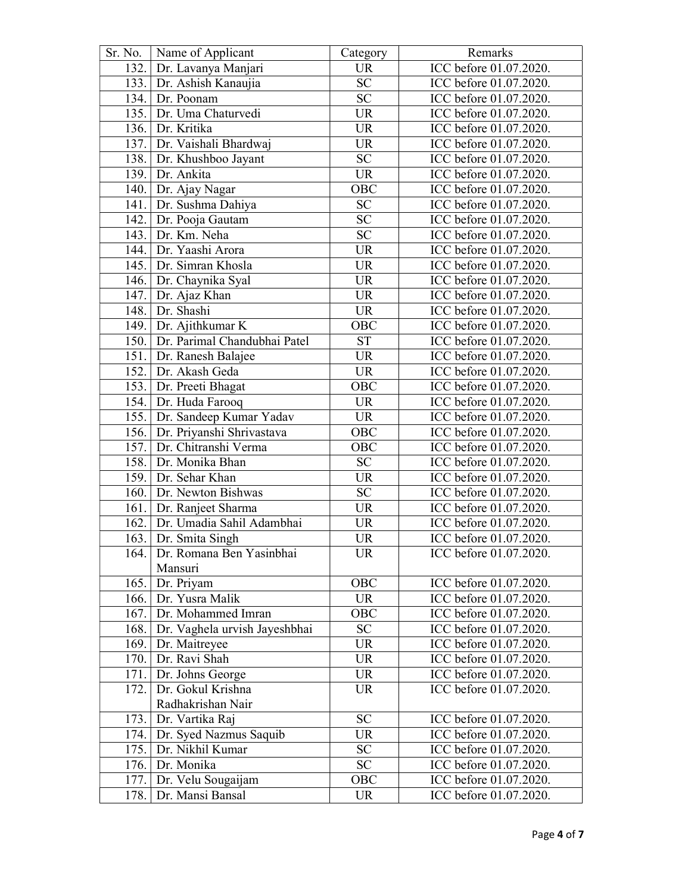| Sr. No. | Name of Applicant | Category | Remarks |
|---|---|---|---|
| 132. | Dr. Lavanya Manjari | UR | ICC before 01.07.2020. |
| 133. | Dr. Ashish Kanaujia | SC | ICC before 01.07.2020. |
| 134. | Dr. Poonam | SC | ICC before 01.07.2020. |
| 135. | Dr. Uma Chaturvedi | UR | ICC before 01.07.2020. |
| 136. | Dr. Kritika | UR | ICC before 01.07.2020. |
| 137. | Dr. Vaishali Bhardwaj | UR | ICC before 01.07.2020. |
| 138. | Dr. Khushboo Jayant | SC | ICC before 01.07.2020. |
| 139. | Dr. Ankita | UR | ICC before 01.07.2020. |
| 140. | Dr. Ajay Nagar | OBC | ICC before 01.07.2020. |
| 141. | Dr. Sushma Dahiya | SC | ICC before 01.07.2020. |
| 142. | Dr. Pooja Gautam | SC | ICC before 01.07.2020. |
| 143. | Dr. Km. Neha | SC | ICC before 01.07.2020. |
| 144. | Dr. Yaashi Arora | UR | ICC before 01.07.2020. |
| 145. | Dr. Simran Khosla | UR | ICC before 01.07.2020. |
| 146. | Dr. Chaynika Syal | UR | ICC before 01.07.2020. |
| 147. | Dr. Ajaz Khan | UR | ICC before 01.07.2020. |
| 148. | Dr. Shashi | UR | ICC before 01.07.2020. |
| 149. | Dr. Ajithkumar K | OBC | ICC before 01.07.2020. |
| 150. | Dr. Parimal Chandubhai Patel | ST | ICC before 01.07.2020. |
| 151. | Dr. Ranesh Balajee | UR | ICC before 01.07.2020. |
| 152. | Dr. Akash Geda | UR | ICC before 01.07.2020. |
| 153. | Dr. Preeti Bhagat | OBC | ICC before 01.07.2020. |
| 154. | Dr. Huda Farooq | UR | ICC before 01.07.2020. |
| 155. | Dr. Sandeep Kumar Yadav | UR | ICC before 01.07.2020. |
| 156. | Dr. Priyanshi Shrivastava | OBC | ICC before 01.07.2020. |
| 157. | Dr. Chitranshi Verma | OBC | ICC before 01.07.2020. |
| 158. | Dr. Monika Bhan | SC | ICC before 01.07.2020. |
| 159. | Dr. Sehar Khan | UR | ICC before 01.07.2020. |
| 160. | Dr. Newton Bishwas | SC | ICC before 01.07.2020. |
| 161. | Dr. Ranjeet Sharma | UR | ICC before 01.07.2020. |
| 162. | Dr. Umadia Sahil Adambhai | UR | ICC before 01.07.2020. |
| 163. | Dr. Smita Singh | UR | ICC before 01.07.2020. |
| 164. | Dr. Romana Ben Yasinbhai Mansuri | UR | ICC before 01.07.2020. |
| 165. | Dr. Priyam | OBC | ICC before 01.07.2020. |
| 166. | Dr. Yusra Malik | UR | ICC before 01.07.2020. |
| 167. | Dr. Mohammed Imran | OBC | ICC before 01.07.2020. |
| 168. | Dr. Vaghela urvish Jayeshbhai | SC | ICC before 01.07.2020. |
| 169. | Dr. Maitreyee | UR | ICC before 01.07.2020. |
| 170. | Dr. Ravi Shah | UR | ICC before 01.07.2020. |
| 171. | Dr. Johns George | UR | ICC before 01.07.2020. |
| 172. | Dr. Gokul Krishna Radhakrishan Nair | UR | ICC before 01.07.2020. |
| 173. | Dr. Vartika Raj | SC | ICC before 01.07.2020. |
| 174. | Dr. Syed Nazmus Saquib | UR | ICC before 01.07.2020. |
| 175. | Dr. Nikhil Kumar | SC | ICC before 01.07.2020. |
| 176. | Dr. Monika | SC | ICC before 01.07.2020. |
| 177. | Dr. Velu Sougaijam | OBC | ICC before 01.07.2020. |
| 178. | Dr. Mansi Bansal | UR | ICC before 01.07.2020. |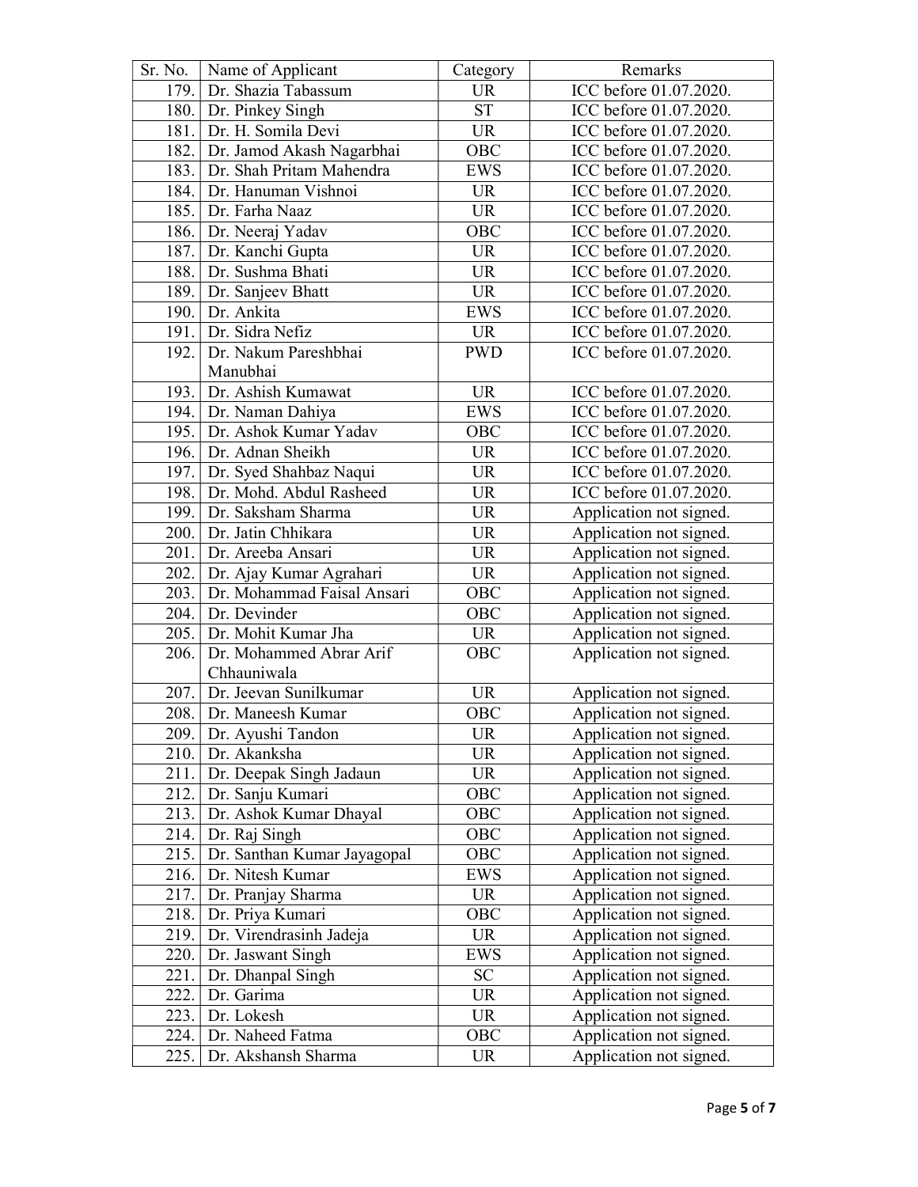| Sr. No. | Name of Applicant | Category | Remarks |
|---|---|---|---|
| 179. | Dr. Shazia Tabassum | UR | ICC before 01.07.2020. |
| 180. | Dr. Pinkey Singh | ST | ICC before 01.07.2020. |
| 181. | Dr. H. Somila Devi | UR | ICC before 01.07.2020. |
| 182. | Dr. Jamod Akash Nagarbhai | OBC | ICC before 01.07.2020. |
| 183. | Dr. Shah Pritam Mahendra | EWS | ICC before 01.07.2020. |
| 184. | Dr. Hanuman Vishnoi | UR | ICC before 01.07.2020. |
| 185. | Dr. Farha Naaz | UR | ICC before 01.07.2020. |
| 186. | Dr. Neeraj Yadav | OBC | ICC before 01.07.2020. |
| 187. | Dr. Kanchi Gupta | UR | ICC before 01.07.2020. |
| 188. | Dr. Sushma Bhati | UR | ICC before 01.07.2020. |
| 189. | Dr. Sanjeev Bhatt | UR | ICC before 01.07.2020. |
| 190. | Dr. Ankita | EWS | ICC before 01.07.2020. |
| 191. | Dr. Sidra Nefiz | UR | ICC before 01.07.2020. |
| 192. | Dr. Nakum Pareshbhai Manubhai | PWD | ICC before 01.07.2020. |
| 193. | Dr. Ashish Kumawat | UR | ICC before 01.07.2020. |
| 194. | Dr. Naman Dahiya | EWS | ICC before 01.07.2020. |
| 195. | Dr. Ashok Kumar Yadav | OBC | ICC before 01.07.2020. |
| 196. | Dr. Adnan Sheikh | UR | ICC before 01.07.2020. |
| 197. | Dr. Syed Shahbaz Naqui | UR | ICC before 01.07.2020. |
| 198. | Dr. Mohd. Abdul Rasheed | UR | ICC before 01.07.2020. |
| 199. | Dr. Saksham Sharma | UR | Application not signed. |
| 200. | Dr. Jatin Chhikara | UR | Application not signed. |
| 201. | Dr. Areeba Ansari | UR | Application not signed. |
| 202. | Dr. Ajay Kumar Agrahari | UR | Application not signed. |
| 203. | Dr. Mohammad Faisal Ansari | OBC | Application not signed. |
| 204. | Dr. Devinder | OBC | Application not signed. |
| 205. | Dr. Mohit Kumar Jha | UR | Application not signed. |
| 206. | Dr. Mohammed Abrar Arif Chhauniwala | OBC | Application not signed. |
| 207. | Dr. Jeevan Sunilkumar | UR | Application not signed. |
| 208. | Dr. Maneesh Kumar | OBC | Application not signed. |
| 209. | Dr. Ayushi Tandon | UR | Application not signed. |
| 210. | Dr. Akanksha | UR | Application not signed. |
| 211. | Dr. Deepak Singh Jadaun | UR | Application not signed. |
| 212. | Dr. Sanju Kumari | OBC | Application not signed. |
| 213. | Dr. Ashok Kumar Dhayal | OBC | Application not signed. |
| 214. | Dr. Raj Singh | OBC | Application not signed. |
| 215. | Dr. Santhan Kumar Jayagopal | OBC | Application not signed. |
| 216. | Dr. Nitesh Kumar | EWS | Application not signed. |
| 217. | Dr. Pranjay Sharma | UR | Application not signed. |
| 218. | Dr. Priya Kumari | OBC | Application not signed. |
| 219. | Dr. Virendrasinh Jadeja | UR | Application not signed. |
| 220. | Dr. Jaswant Singh | EWS | Application not signed. |
| 221. | Dr. Dhanpal Singh | SC | Application not signed. |
| 222. | Dr. Garima | UR | Application not signed. |
| 223. | Dr. Lokesh | UR | Application not signed. |
| 224. | Dr. Naheed Fatma | OBC | Application not signed. |
| 225. | Dr. Akshansh Sharma | UR | Application not signed. |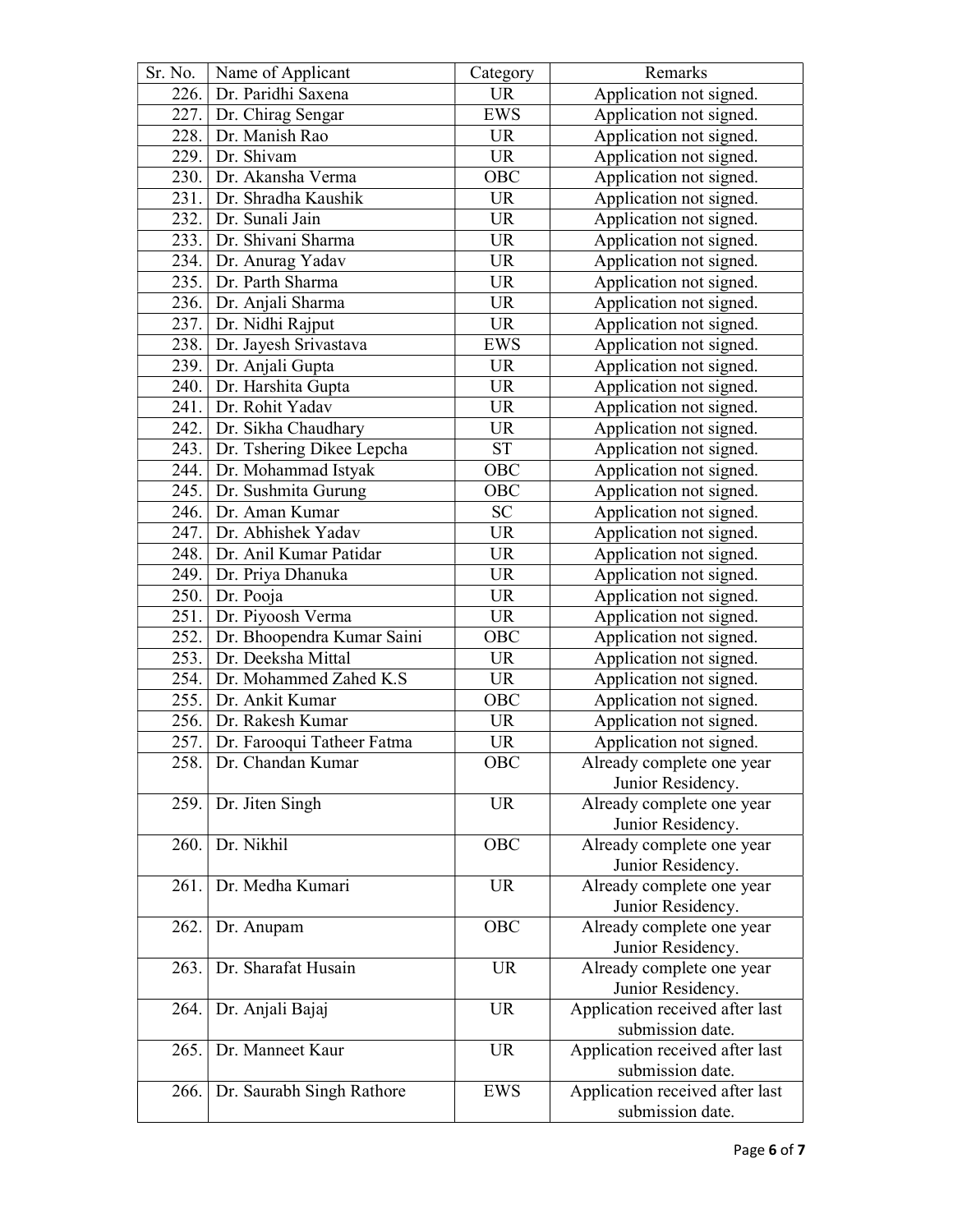| Sr. No. | Name of Applicant | Category | Remarks |
|---|---|---|---|
| 226. | Dr. Paridhi Saxena | UR | Application not signed. |
| 227. | Dr. Chirag Sengar | EWS | Application not signed. |
| 228. | Dr. Manish Rao | UR | Application not signed. |
| 229. | Dr. Shivam | UR | Application not signed. |
| 230. | Dr. Akansha Verma | OBC | Application not signed. |
| 231. | Dr. Shradha Kaushik | UR | Application not signed. |
| 232. | Dr. Sunali Jain | UR | Application not signed. |
| 233. | Dr. Shivani Sharma | UR | Application not signed. |
| 234. | Dr. Anurag Yadav | UR | Application not signed. |
| 235. | Dr. Parth Sharma | UR | Application not signed. |
| 236. | Dr. Anjali Sharma | UR | Application not signed. |
| 237. | Dr. Nidhi Rajput | UR | Application not signed. |
| 238. | Dr. Jayesh Srivastava | EWS | Application not signed. |
| 239. | Dr. Anjali Gupta | UR | Application not signed. |
| 240. | Dr. Harshita Gupta | UR | Application not signed. |
| 241. | Dr. Rohit Yadav | UR | Application not signed. |
| 242. | Dr. Sikha Chaudhary | UR | Application not signed. |
| 243. | Dr. Tshering Dikee Lepcha | ST | Application not signed. |
| 244. | Dr. Mohammad Istyak | OBC | Application not signed. |
| 245. | Dr. Sushmita Gurung | OBC | Application not signed. |
| 246. | Dr. Aman Kumar | SC | Application not signed. |
| 247. | Dr. Abhishek Yadav | UR | Application not signed. |
| 248. | Dr. Anil Kumar Patidar | UR | Application not signed. |
| 249. | Dr. Priya Dhanuka | UR | Application not signed. |
| 250. | Dr. Pooja | UR | Application not signed. |
| 251. | Dr. Piyoosh Verma | UR | Application not signed. |
| 252. | Dr. Bhoopendra Kumar Saini | OBC | Application not signed. |
| 253. | Dr. Deeksha Mittal | UR | Application not signed. |
| 254. | Dr. Mohammed Zahed K.S | UR | Application not signed. |
| 255. | Dr. Ankit Kumar | OBC | Application not signed. |
| 256. | Dr. Rakesh Kumar | UR | Application not signed. |
| 257. | Dr. Farooqui Tatheer Fatma | UR | Application not signed. |
| 258. | Dr. Chandan Kumar | OBC | Already complete one year Junior Residency. |
| 259. | Dr. Jiten Singh | UR | Already complete one year Junior Residency. |
| 260. | Dr. Nikhil | OBC | Already complete one year Junior Residency. |
| 261. | Dr. Medha Kumari | UR | Already complete one year Junior Residency. |
| 262. | Dr. Anupam | OBC | Already complete one year Junior Residency. |
| 263. | Dr. Sharafat Husain | UR | Already complete one year Junior Residency. |
| 264. | Dr. Anjali Bajaj | UR | Application received after last submission date. |
| 265. | Dr. Manneet Kaur | UR | Application received after last submission date. |
| 266. | Dr. Saurabh Singh Rathore | EWS | Application received after last submission date. |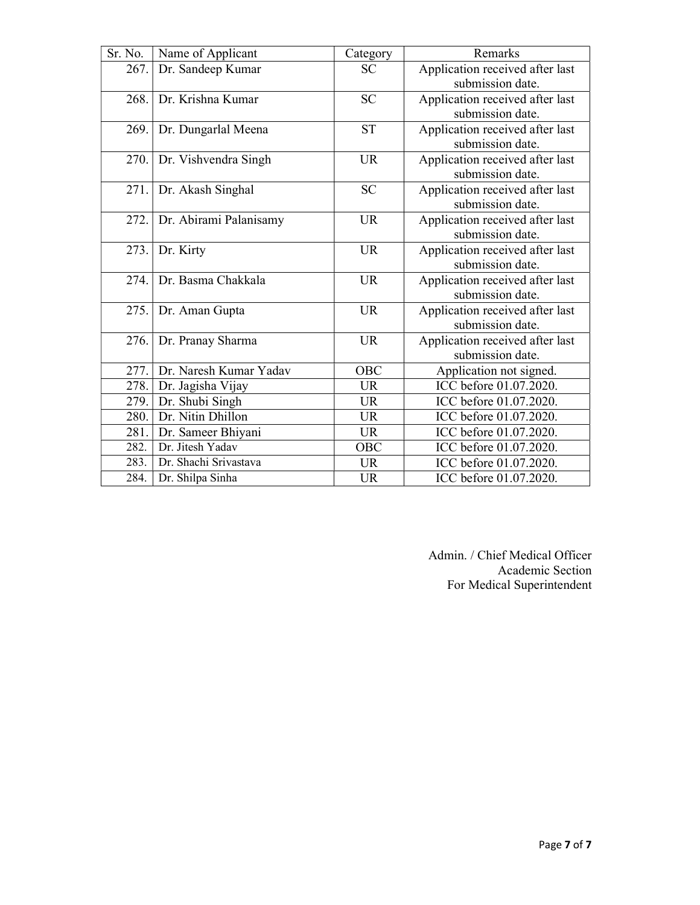| Sr. No. | Name of Applicant | Category | Remarks |
|---|---|---|---|
| 267. | Dr. Sandeep Kumar | SC | Application received after last submission date. |
| 268. | Dr. Krishna Kumar | SC | Application received after last submission date. |
| 269. | Dr. Dungarlal Meena | ST | Application received after last submission date. |
| 270. | Dr. Vishvendra Singh | UR | Application received after last submission date. |
| 271. | Dr. Akash Singhal | SC | Application received after last submission date. |
| 272. | Dr. Abirami Palanisamy | UR | Application received after last submission date. |
| 273. | Dr. Kirty | UR | Application received after last submission date. |
| 274. | Dr. Basma Chakkala | UR | Application received after last submission date. |
| 275. | Dr. Aman Gupta | UR | Application received after last submission date. |
| 276. | Dr. Pranay Sharma | UR | Application received after last submission date. |
| 277. | Dr. Naresh Kumar Yadav | OBC | Application not signed. |
| 278. | Dr. Jagisha Vijay | UR | ICC before 01.07.2020. |
| 279. | Dr. Shubi Singh | UR | ICC before 01.07.2020. |
| 280. | Dr. Nitin Dhillon | UR | ICC before 01.07.2020. |
| 281. | Dr. Sameer Bhiyani | UR | ICC before 01.07.2020. |
| 282. | Dr. Jitesh Yadav | OBC | ICC before 01.07.2020. |
| 283. | Dr. Shachi Srivastava | UR | ICC before 01.07.2020. |
| 284. | Dr. Shilpa Sinha | UR | ICC before 01.07.2020. |

Admin. / Chief Medical Officer
Academic Section
For Medical Superintendent